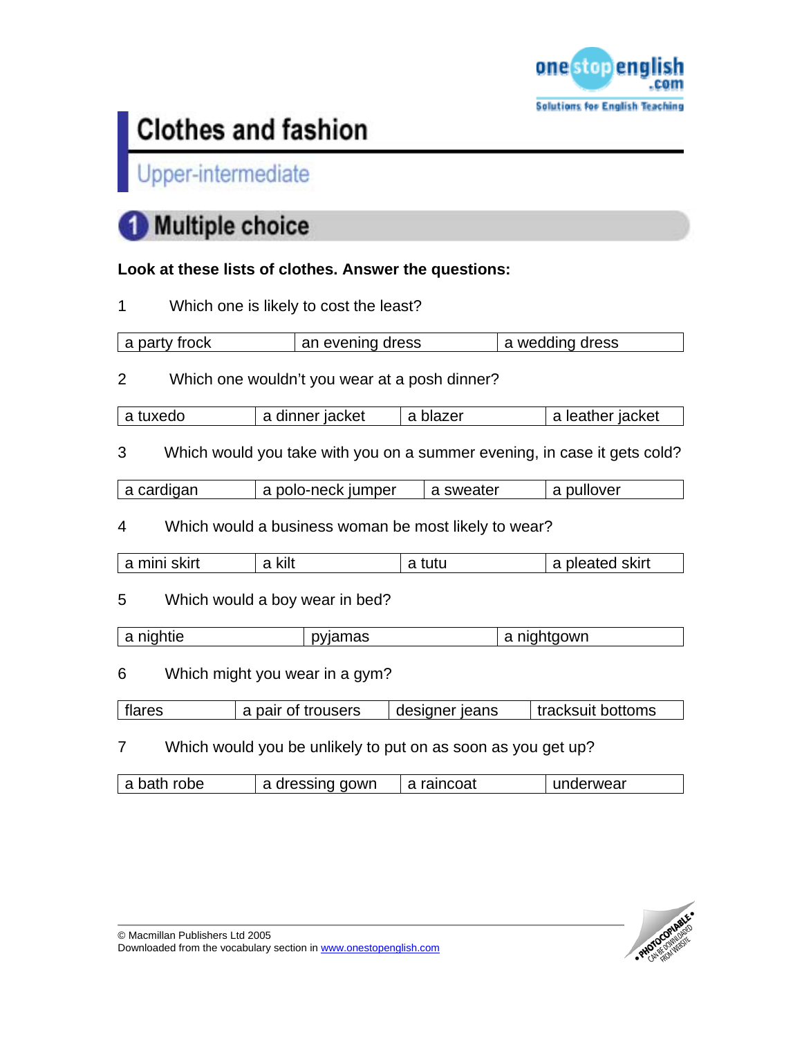# Clothes and fashion

## Upper-intermediate

## 1 Multiple choice

**Look at these lists of clothes. Answer the questions:**

1 Which one is likely to cost the least?

| a party frock | an evening dress | a wedding dress |
|---|---|---|

2 Which one wouldn't you wear at a posh dinner?

| a tuxedo | a dinner jacket | a blazer | a leather jacket |
|---|---|---|---|

3 Which would you take with you on a summer evening, in case it gets cold?

| a cardigan | a polo-neck jumper | a sweater | a pullover |
|---|---|---|---|

4 Which would a business woman be most likely to wear?

| a mini skirt | a kilt | a tutu | a pleated skirt |
|---|---|---|---|

5 Which would a boy wear in bed?

| a nightie | pyjamas | a nightgown |
|---|---|---|

6 Which might you wear in a gym?

| flares | a pair of trousers | designer jeans | tracksuit bottoms |
|---|---|---|---|

7 Which would you be unlikely to put on as soon as you get up?

| a bath robe | a dressing gown | a raincoat | underwear |
|---|---|---|---|

© Macmillan Publishers Ltd 2005
Downloaded from the vocabulary section in www.onestopenglish.com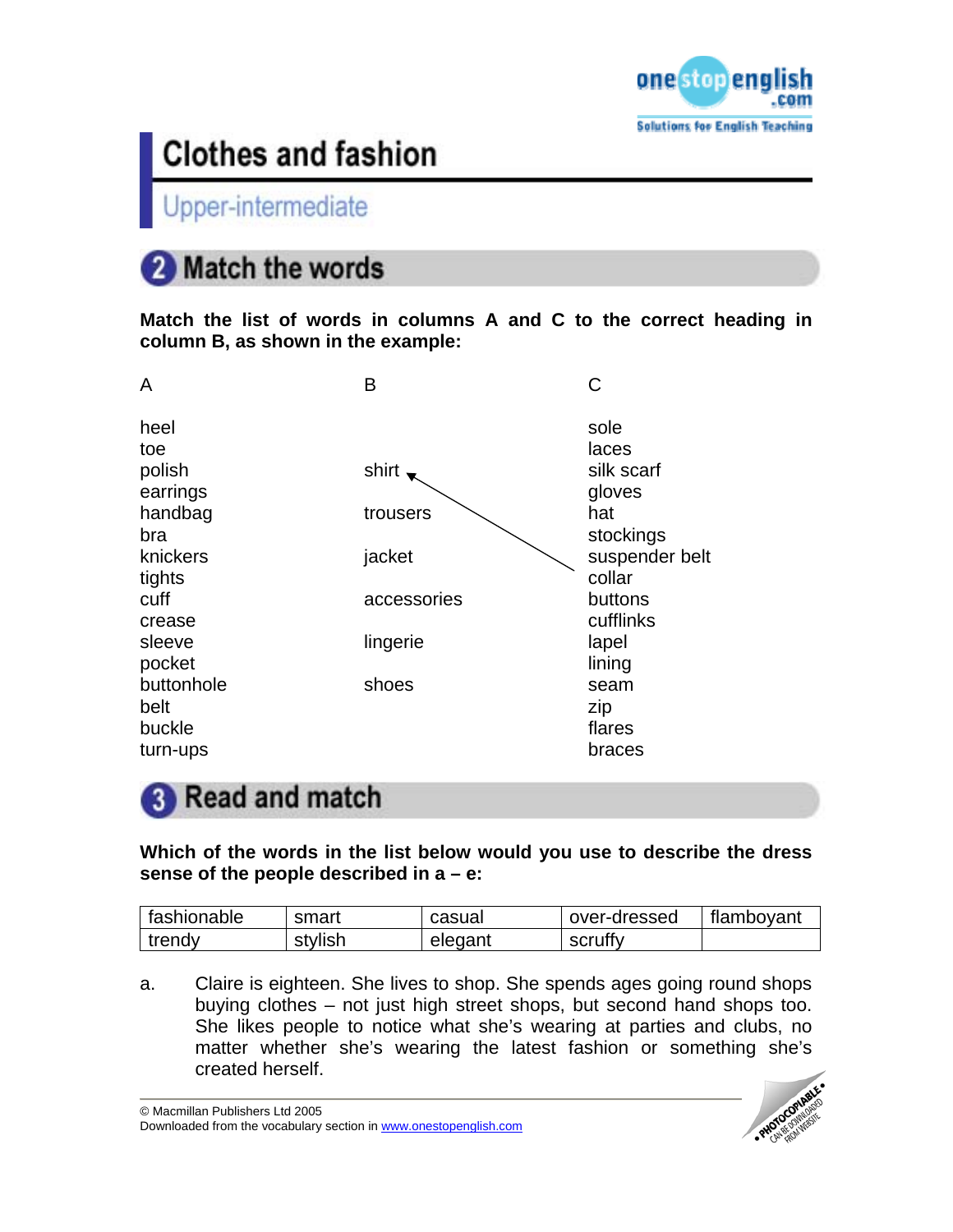# Clothes and fashion

## Upper-intermediate

## 2 Match the words

**Match the list of words in columns A and C to the correct heading in column B, as shown in the example:**

| A | B | C |
|---|---|---|
| heel | | sole |
| toe | | laces |
| polish | shirt | silk scarf |
| earrings | | gloves |
| handbag | trousers | hat |
| bra | | stockings |
| knickers | jacket | suspender belt |
| tights | | collar |
| cuff | accessories | buttons |
| crease | | cufflinks |
| sleeve | lingerie | lapel |
| pocket | | lining |
| buttonhole | shoes | seam |
| belt | | zip |
| buckle | | flares |
| turn-ups | | braces |

(Example: collar → shirt)

## 3 Read and match

**Which of the words in the list below would you use to describe the dress sense of the people described in a – e:**

| fashionable | smart | casual | over-dressed | flamboyant |
|---|---|---|---|---|
| trendy | stylish | elegant | scruffy | |

a. Claire is eighteen. She lives to shop. She spends ages going round shops buying clothes – not just high street shops, but second hand shops too. She likes people to notice what she's wearing at parties and clubs, no matter whether she's wearing the latest fashion or something she's created herself.

© Macmillan Publishers Ltd 2005
Downloaded from the vocabulary section in www.onestopenglish.com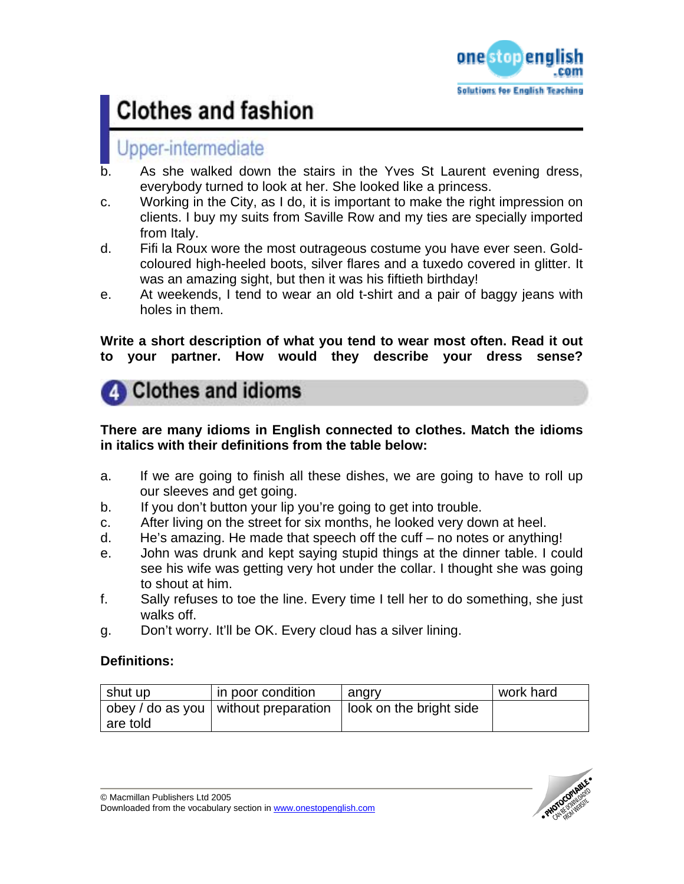# Clothes and fashion

## Upper-intermediate

b. As she walked down the stairs in the Yves St Laurent evening dress, everybody turned to look at her. She looked like a princess.

c. Working in the City, as I do, it is important to make the right impression on clients. I buy my suits from Saville Row and my ties are specially imported from Italy.

d. Fifi la Roux wore the most outrageous costume you have ever seen. Gold-coloured high-heeled boots, silver flares and a tuxedo covered in glitter. It was an amazing sight, but then it was his fiftieth birthday!

e. At weekends, I tend to wear an old t-shirt and a pair of baggy jeans with holes in them.

**Write a short description of what you tend to wear most often. Read it out to your partner. How would they describe your dress sense?**

## 4 Clothes and idioms

**There are many idioms in English connected to clothes. Match the idioms in italics with their definitions from the table below:**

a. If we are going to finish all these dishes, we are going to have to roll up our sleeves and get going.

b. If you don't button your lip you're going to get into trouble.

c. After living on the street for six months, he looked very down at heel.

d. He's amazing. He made that speech off the cuff – no notes or anything!

e. John was drunk and kept saying stupid things at the dinner table. I could see his wife was getting very hot under the collar. I thought she was going to shout at him.

f. Sally refuses to toe the line. Every time I tell her to do something, she just walks off.

g. Don't worry. It'll be OK. Every cloud has a silver lining.

**Definitions:**

| shut up | in poor condition | angry | work hard |
|---|---|---|---|
| obey / do as you are told | without preparation | look on the bright side | |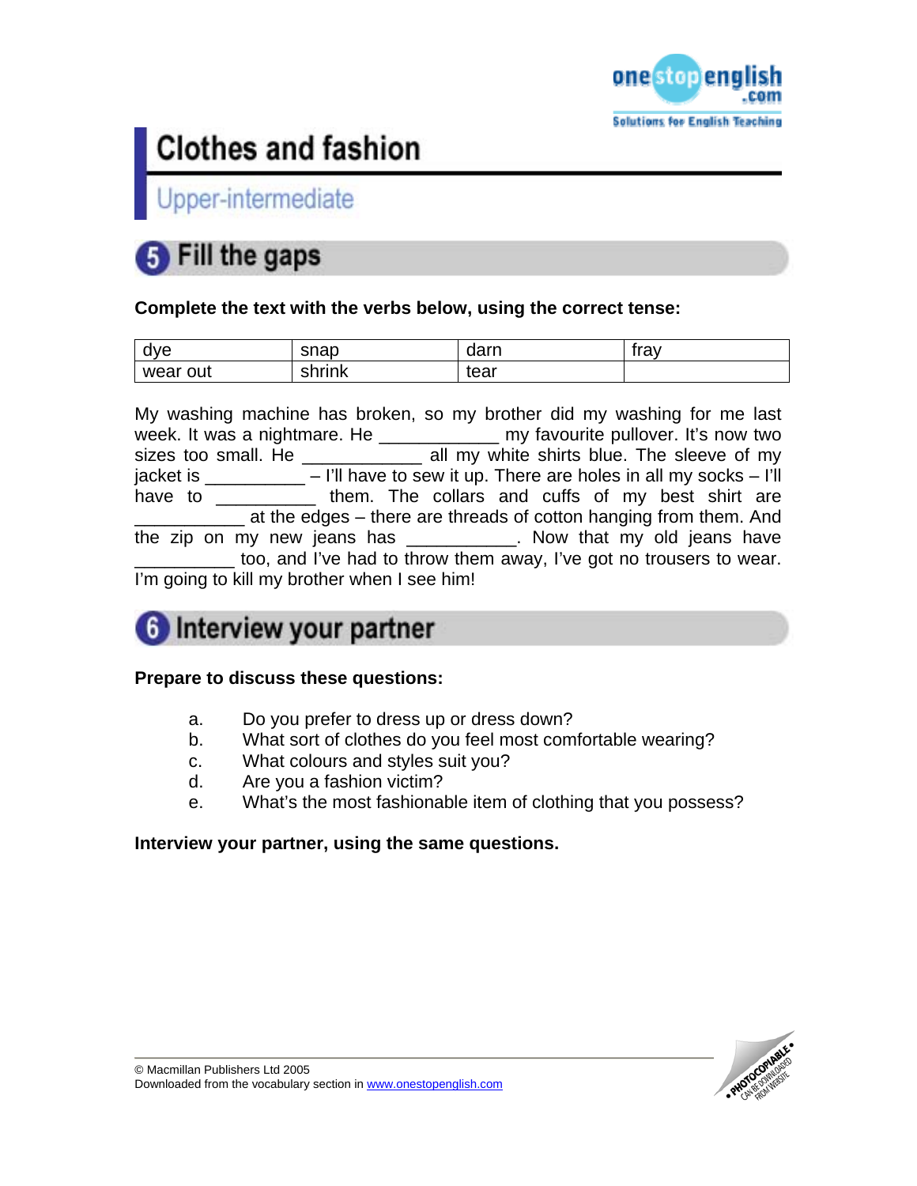# Clothes and fashion

## Upper-intermediate

### 5 Fill the gaps

**Complete the text with the verbs below, using the correct tense:**

| dye | snap | darn | fray |
|---|---|---|---|
| wear out | shrink | tear | |

My washing machine has broken, so my brother did my washing for me last week. It was a nightmare. He ____________ my favourite pullover. It's now two sizes too small. He ____________ all my white shirts blue. The sleeve of my jacket is __________ – I'll have to sew it up. There are holes in all my socks – I'll have to __________ them. The collars and cuffs of my best shirt are ___________ at the edges – there are threads of cotton hanging from them. And the zip on my new jeans has ___________. Now that my old jeans have __________ too, and I've had to throw them away, I've got no trousers to wear. I'm going to kill my brother when I see him!

### 6 Interview your partner

**Prepare to discuss these questions:**

a. Do you prefer to dress up or dress down?
b. What sort of clothes do you feel most comfortable wearing?
c. What colours and styles suit you?
d. Are you a fashion victim?
e. What's the most fashionable item of clothing that you possess?

**Interview your partner, using the same questions.**

© Macmillan Publishers Ltd 2005
Downloaded from the vocabulary section in www.onestopenglish.com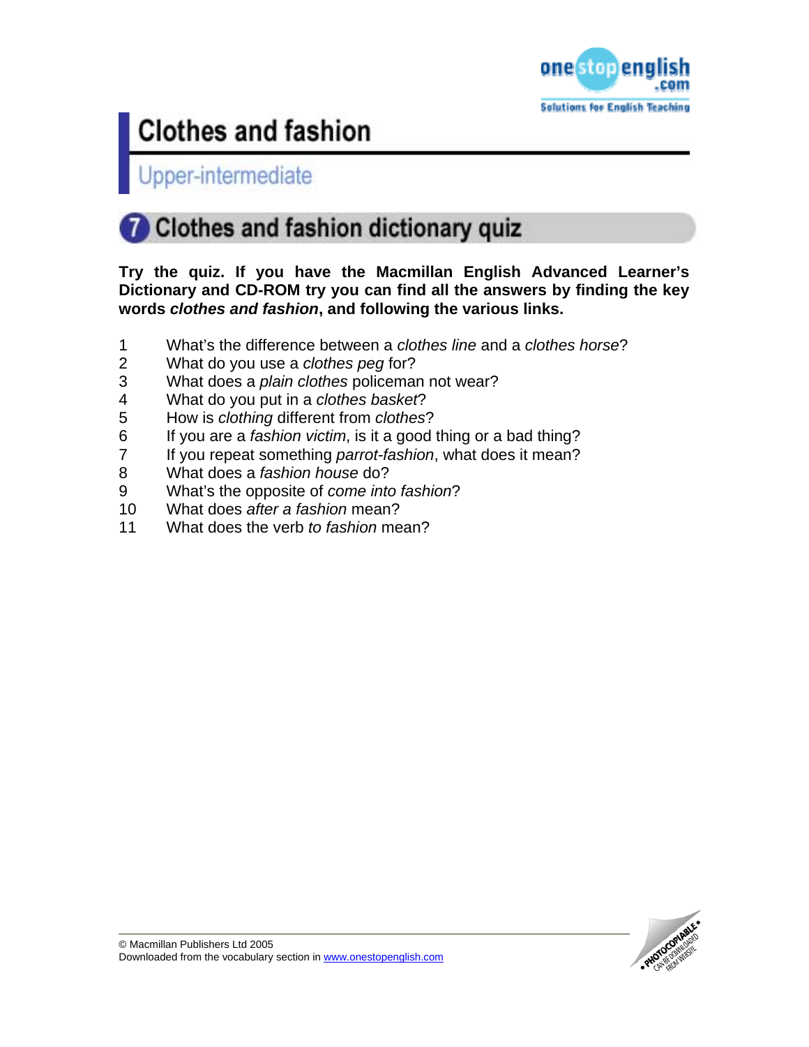# Clothes and fashion

## Upper-intermediate

## 7 Clothes and fashion dictionary quiz

**Try the quiz. If you have the Macmillan English Advanced Learner's Dictionary and CD-ROM try you can find all the answers by finding the key words *clothes and fashion*, and following the various links.**

1. What's the difference between a *clothes line* and a *clothes horse*?
2. What do you use a *clothes peg* for?
3. What does a *plain clothes* policeman not wear?
4. What do you put in a *clothes basket*?
5. How is *clothing* different from *clothes*?
6. If you are a *fashion victim*, is it a good thing or a bad thing?
7. If you repeat something *parrot-fashion*, what does it mean?
8. What does a *fashion house* do?
9. What's the opposite of *come into fashion*?
10. What does *after a fashion* mean?
11. What does the verb *to fashion* mean?

© Macmillan Publishers Ltd 2005
Downloaded from the vocabulary section in www.onestopenglish.com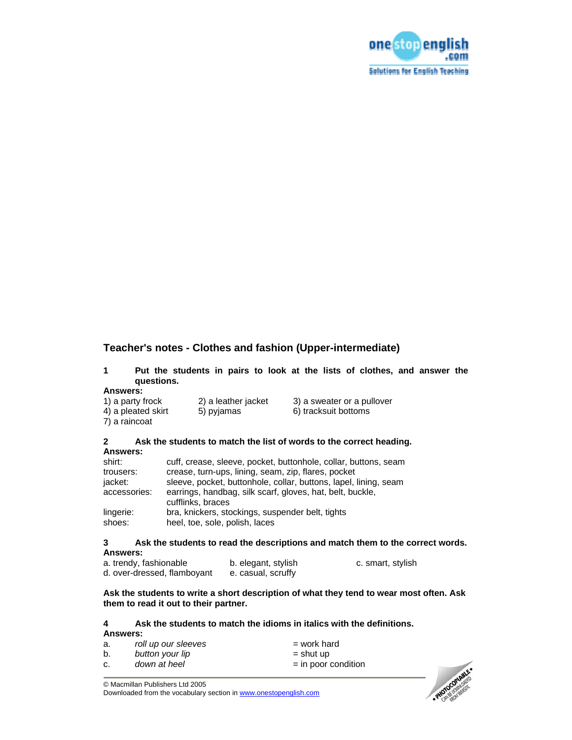## Teacher's notes - Clothes and fashion (Upper-intermediate)

**1 Put the students in pairs to look at the lists of clothes, and answer the questions.**

**Answers:**

1) a party frock
2) a leather jacket
3) a sweater or a pullover
4) a pleated skirt
5) pyjamas
6) tracksuit bottoms
7) a raincoat

**2 Ask the students to match the list of words to the correct heading.**

**Answers:**

| | |
|---|---|
| shirt: | cuff, crease, sleeve, pocket, buttonhole, collar, buttons, seam |
| trousers: | crease, turn-ups, lining, seam, zip, flares, pocket |
| jacket: | sleeve, pocket, buttonhole, collar, buttons, lapel, lining, seam |
| accessories: | earrings, handbag, silk scarf, gloves, hat, belt, buckle, cufflinks, braces |
| lingerie: | bra, knickers, stockings, suspender belt, tights |
| shoes: | heel, toe, sole, polish, laces |

**3 Ask the students to read the descriptions and match them to the correct words.**

**Answers:**

a. trendy, fashionable
b. elegant, stylish
c. smart, stylish
d. over-dressed, flamboyant
e. casual, scruffy

**Ask the students to write a short description of what they tend to wear most often. Ask them to read it out to their partner.**

**4 Ask the students to match the idioms in italics with the definitions.**

**Answers:**

a. *roll up our sleeves* = work hard
b. *button your lip* = shut up
c. *down at heel* = in poor condition

© Macmillan Publishers Ltd 2005
Downloaded from the vocabulary section in www.onestopenglish.com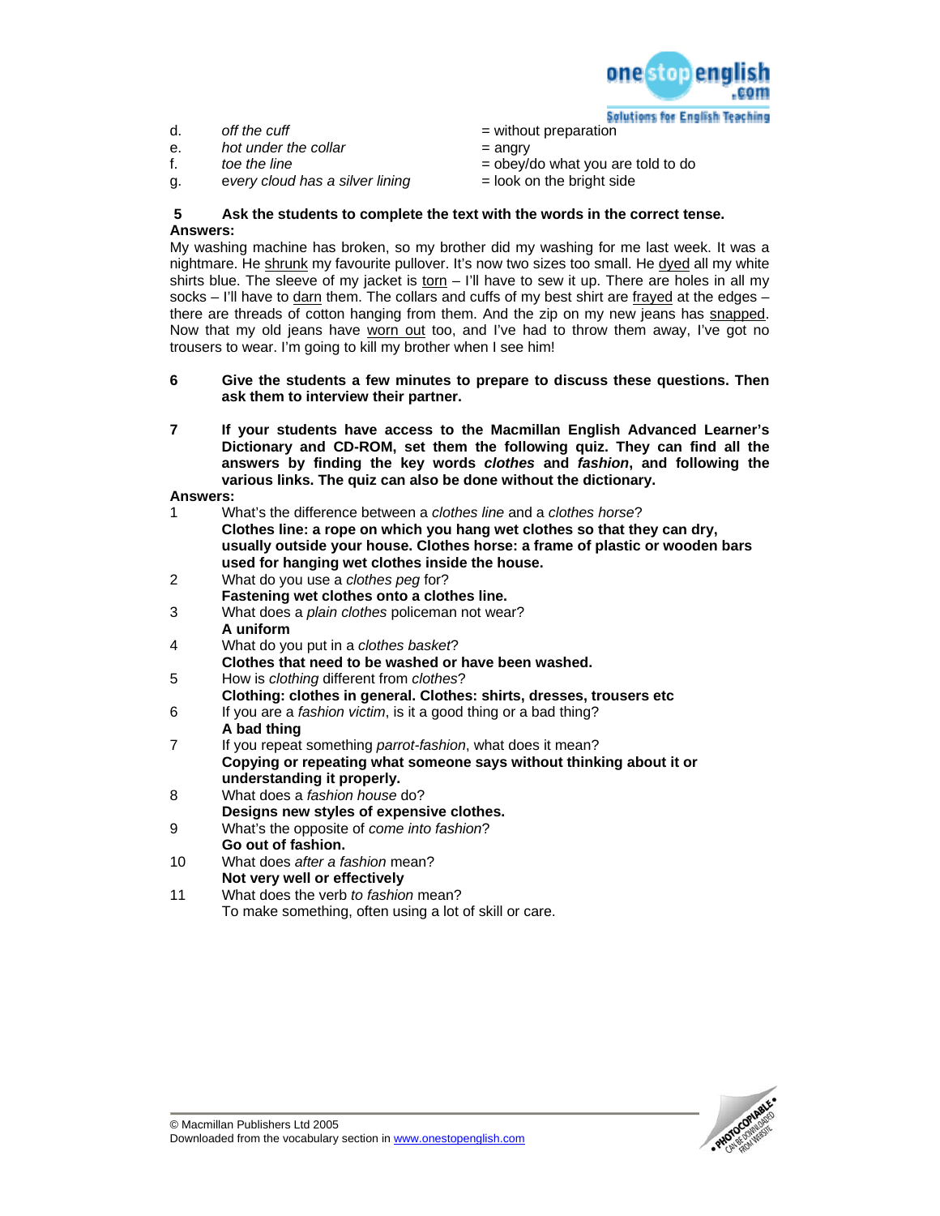d. *off the cuff* = without preparation
e. *hot under the collar* = angry
f. *toe the line* = obey/do what you are told to do
g. *every cloud has a silver lining* = look on the bright side

**5 Ask the students to complete the text with the words in the correct tense.**

**Answers:**

My washing machine has broken, so my brother did my washing for me last week. It was a nightmare. He <u>shrunk</u> my favourite pullover. It's now two sizes too small. He <u>dyed</u> all my white shirts blue. The sleeve of my jacket is <u>torn</u> – I'll have to sew it up. There are holes in all my socks – I'll have to <u>darn</u> them. The collars and cuffs of my best shirt are <u>frayed</u> at the edges – there are threads of cotton hanging from them. And the zip on my new jeans has <u>snapped</u>. Now that my old jeans have <u>worn out</u> too, and I've had to throw them away, I've got no trousers to wear. I'm going to kill my brother when I see him!

**6 Give the students a few minutes to prepare to discuss these questions. Then ask them to interview their partner.**

**7 If your students have access to the Macmillan English Advanced Learner's Dictionary and CD-ROM, set them the following quiz. They can find all the answers by finding the key words *clothes* and *fashion*, and following the various links. The quiz can also be done without the dictionary.**

**Answers:**

1. What's the difference between a *clothes line* and a *clothes horse*?
   **Clothes line: a rope on which you hang wet clothes so that they can dry, usually outside your house. Clothes horse: a frame of plastic or wooden bars used for hanging wet clothes inside the house.**
2. What do you use a *clothes peg* for?
   **Fastening wet clothes onto a clothes line.**
3. What does a *plain clothes* policeman not wear?
   **A uniform**
4. What do you put in a *clothes basket*?
   **Clothes that need to be washed or have been washed.**
5. How is *clothing* different from *clothes*?
   **Clothing: clothes in general. Clothes: shirts, dresses, trousers etc**
6. If you are a *fashion victim*, is it a good thing or a bad thing?
   **A bad thing**
7. If you repeat something *parrot-fashion*, what does it mean?
   **Copying or repeating what someone says without thinking about it or understanding it properly.**
8. What does a *fashion house* do?
   **Designs new styles of expensive clothes.**
9. What's the opposite of *come into fashion*?
   **Go out of fashion.**
10. What does *after a fashion* mean?
    **Not very well or effectively**
11. What does the verb *to fashion* mean?
    To make something, often using a lot of skill or care.

© Macmillan Publishers Ltd 2005
Downloaded from the vocabulary section in www.onestopenglish.com